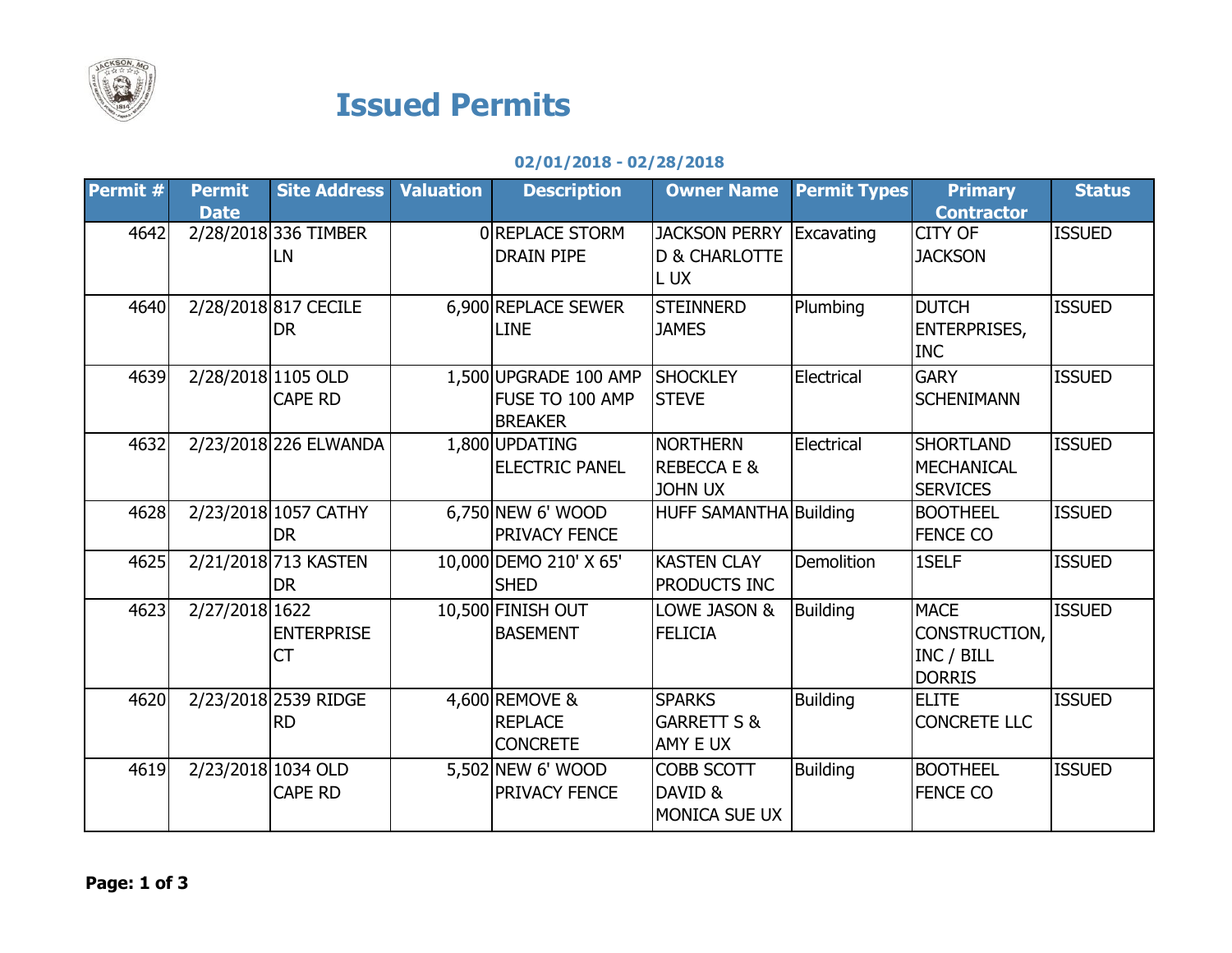# Issued Permits

**02/01/2018 - 02/28/2018**

| Permit # | Permit Date | Site Address | Valuation | Description | Owner Name | Permit Types | Primary Contractor | Status |
|---|---|---|---|---|---|---|---|---|
| 4642 | 2/28/2018 | 336 TIMBER LN | 0 | REPLACE STORM DRAIN PIPE | JACKSON PERRY D & CHARLOTTE L UX | Excavating | CITY OF JACKSON | ISSUED |
| 4640 | 2/28/2018 | 817 CECILE DR | 6,900 | REPLACE SEWER LINE | STEINNERD JAMES | Plumbing | DUTCH ENTERPRISES, INC | ISSUED |
| 4639 | 2/28/2018 | 1105 OLD CAPE RD | 1,500 | UPGRADE 100 AMP FUSE TO 100 AMP BREAKER | SHOCKLEY STEVE | Electrical | GARY SCHENIMANN | ISSUED |
| 4632 | 2/23/2018 | 226 ELWANDA | 1,800 | UPDATING ELECTRIC PANEL | NORTHERN REBECCA E & JOHN UX | Electrical | SHORTLAND MECHANICAL SERVICES | ISSUED |
| 4628 | 2/23/2018 | 1057 CATHY DR | 6,750 | NEW 6' WOOD PRIVACY FENCE | HUFF SAMANTHA | Building | BOOTHEEL FENCE CO | ISSUED |
| 4625 | 2/21/2018 | 713 KASTEN DR | 10,000 | DEMO 210' X 65' SHED | KASTEN CLAY PRODUCTS INC | Demolition | 1SELF | ISSUED |
| 4623 | 2/27/2018 | 1622 ENTERPRISE CT | 10,500 | FINISH OUT BASEMENT | LOWE JASON & FELICIA | Building | MACE CONSTRUCTION, INC / BILL DORRIS | ISSUED |
| 4620 | 2/23/2018 | 2539 RIDGE RD | 4,600 | REMOVE & REPLACE CONCRETE | SPARKS GARRETT S & AMY E UX | Building | ELITE CONCRETE LLC | ISSUED |
| 4619 | 2/23/2018 | 1034 OLD CAPE RD | 5,502 | NEW 6' WOOD PRIVACY FENCE | COBB SCOTT DAVID & MONICA SUE UX | Building | BOOTHEEL FENCE CO | ISSUED |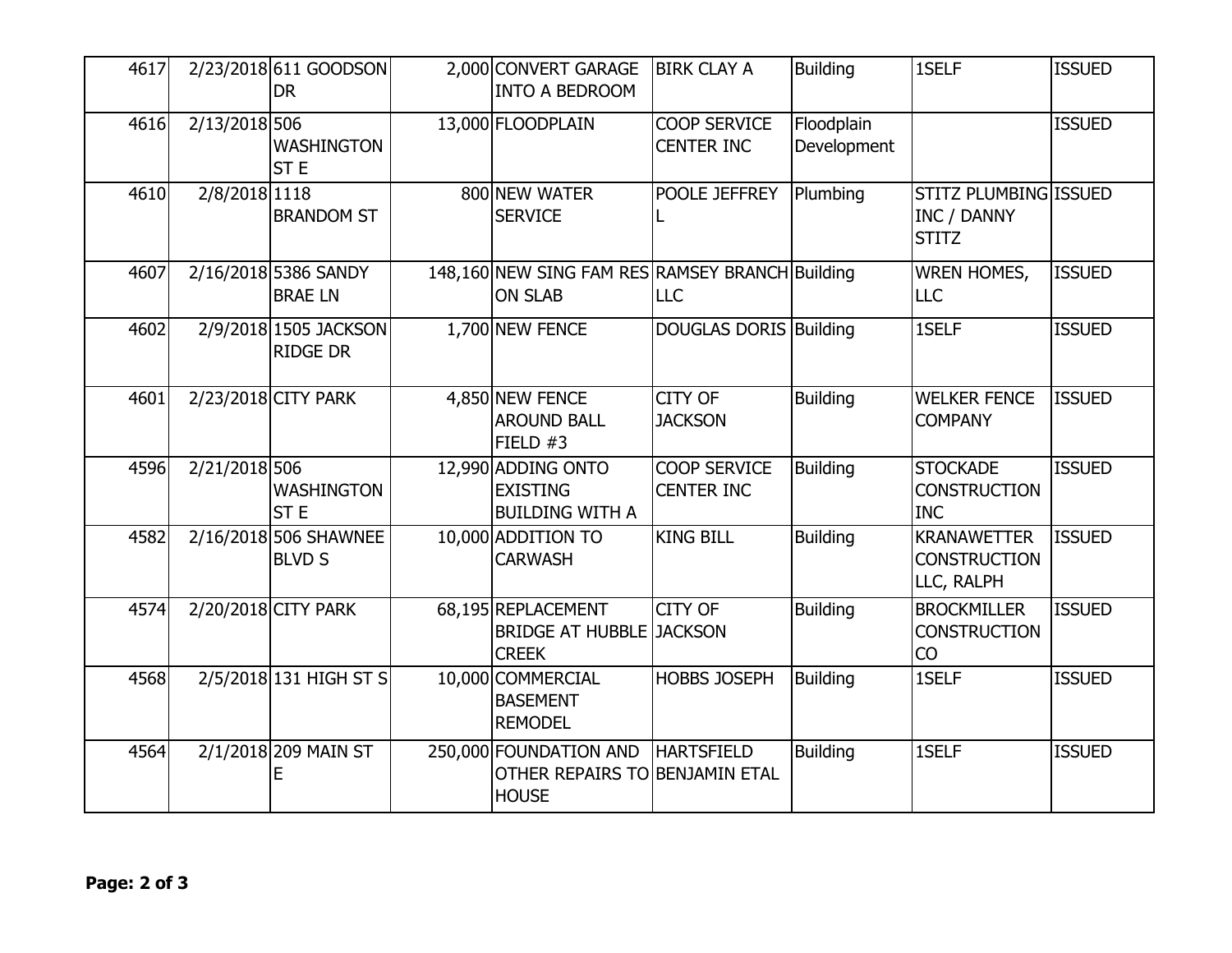| | | | | | | | | |
|---|---|---|---|---|---|---|---|---|
| 4617 | 2/23/2018 | 611 GOODSON DR | 2,000 | CONVERT GARAGE INTO A BEDROOM | BIRK CLAY A | Building | 1SELF | ISSUED |
| 4616 | 2/13/2018 | 506 WASHINGTON ST E | 13,000 | FLOODPLAIN | COOP SERVICE CENTER INC | Floodplain Development | | ISSUED |
| 4610 | 2/8/2018 | 1118 BRANDOM ST | 800 | NEW WATER SERVICE | POOLE JEFFREY L | Plumbing | STITZ PLUMBING INC / DANNY STITZ | ISSUED |
| 4607 | 2/16/2018 | 5386 SANDY BRAE LN | 148,160 | NEW SING FAM RES ON SLAB | RAMSEY BRANCH LLC | Building | WREN HOMES, LLC | ISSUED |
| 4602 | 2/9/2018 | 1505 JACKSON RIDGE DR | 1,700 | NEW FENCE | DOUGLAS DORIS | Building | 1SELF | ISSUED |
| 4601 | 2/23/2018 | CITY PARK | 4,850 | NEW FENCE AROUND BALL FIELD #3 | CITY OF JACKSON | Building | WELKER FENCE COMPANY | ISSUED |
| 4596 | 2/21/2018 | 506 WASHINGTON ST E | 12,990 | ADDING ONTO EXISTING BUILDING WITH A | COOP SERVICE CENTER INC | Building | STOCKADE CONSTRUCTION INC | ISSUED |
| 4582 | 2/16/2018 | 506 SHAWNEE BLVD S | 10,000 | ADDITION TO CARWASH | KING BILL | Building | KRANAWETTER CONSTRUCTION LLC, RALPH | ISSUED |
| 4574 | 2/20/2018 | CITY PARK | 68,195 | REPLACEMENT BRIDGE AT HUBBLE CREEK | CITY OF JACKSON | Building | BROCKMILLER CONSTRUCTION CO | ISSUED |
| 4568 | 2/5/2018 | 131 HIGH ST S | 10,000 | COMMERCIAL BASEMENT REMODEL | HOBBS JOSEPH | Building | 1SELF | ISSUED |
| 4564 | 2/1/2018 | 209 MAIN ST E | 250,000 | FOUNDATION AND OTHER REPAIRS TO HOUSE | HARTSFIELD BENJAMIN ETAL | Building | 1SELF | ISSUED |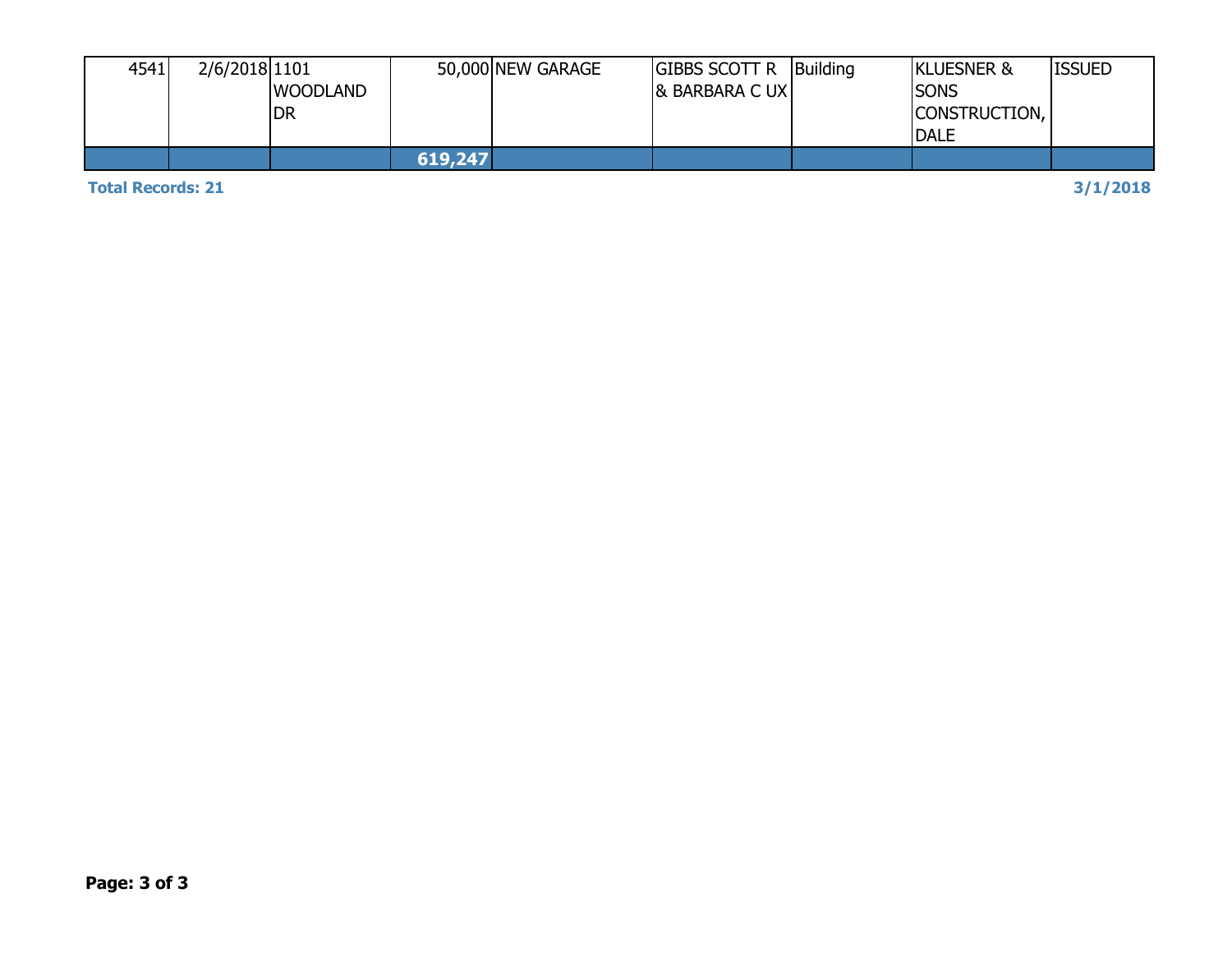| | | | | | | | | |
|---|---|---|---|---|---|---|---|---|
| 4541 | 2/6/2018 | 1101 WOODLAND DR | 50,000 | NEW GARAGE | GIBBS SCOTT R & BARBARA C UX | Building | KLUESNER & SONS CONSTRUCTION, DALE | ISSUED |
| | | | **619,247** | | | | | |

**Total Records: 21**

**3/1/2018**